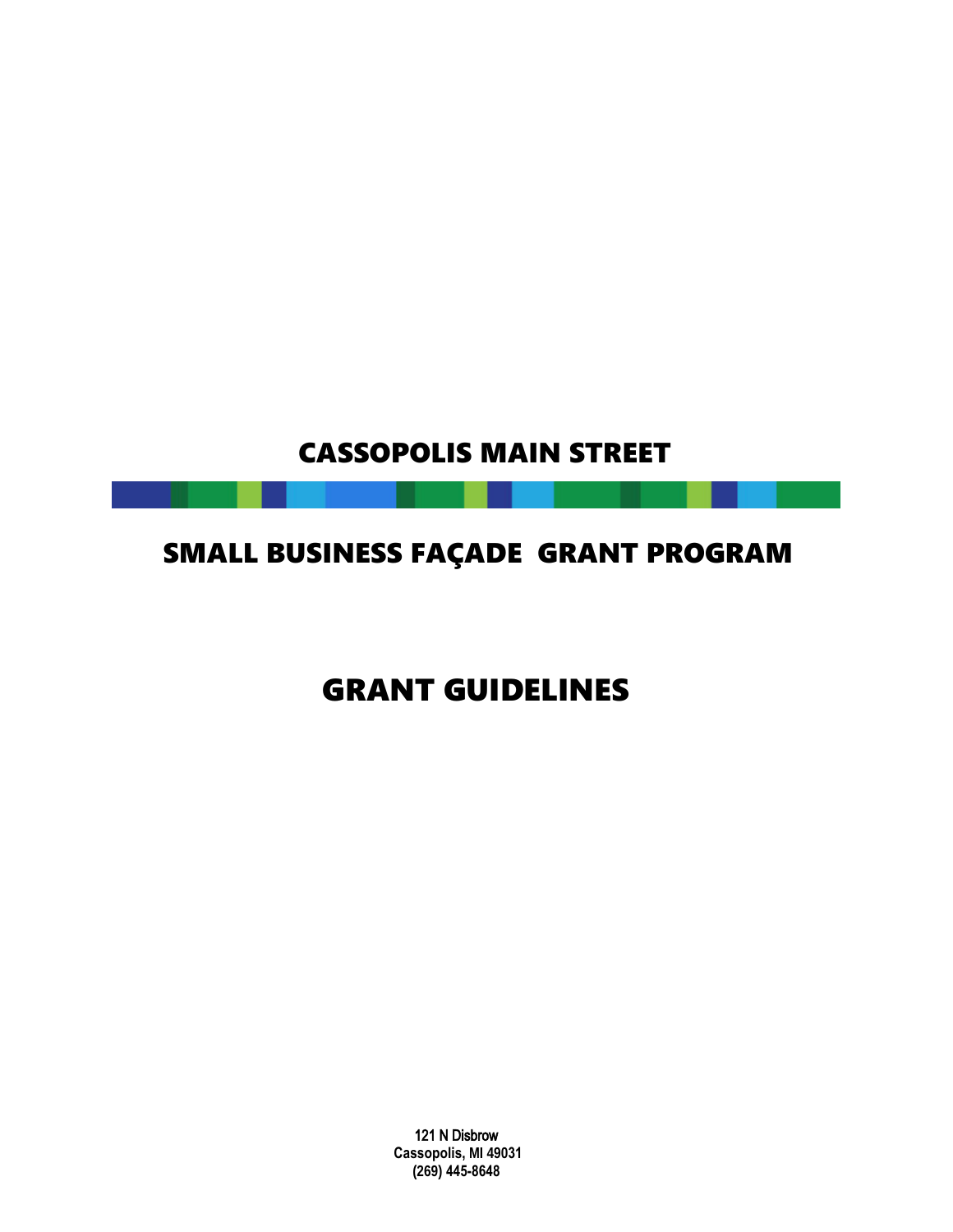# CASSOPOLIS MAIN STREET

## SMALL BUSINESS FAÇADE GRANT PROGRAM

## GRANT GUIDELINES

**121 N Disbrow**
**Cassopolis, MI 49031**
**(269) 445-8648**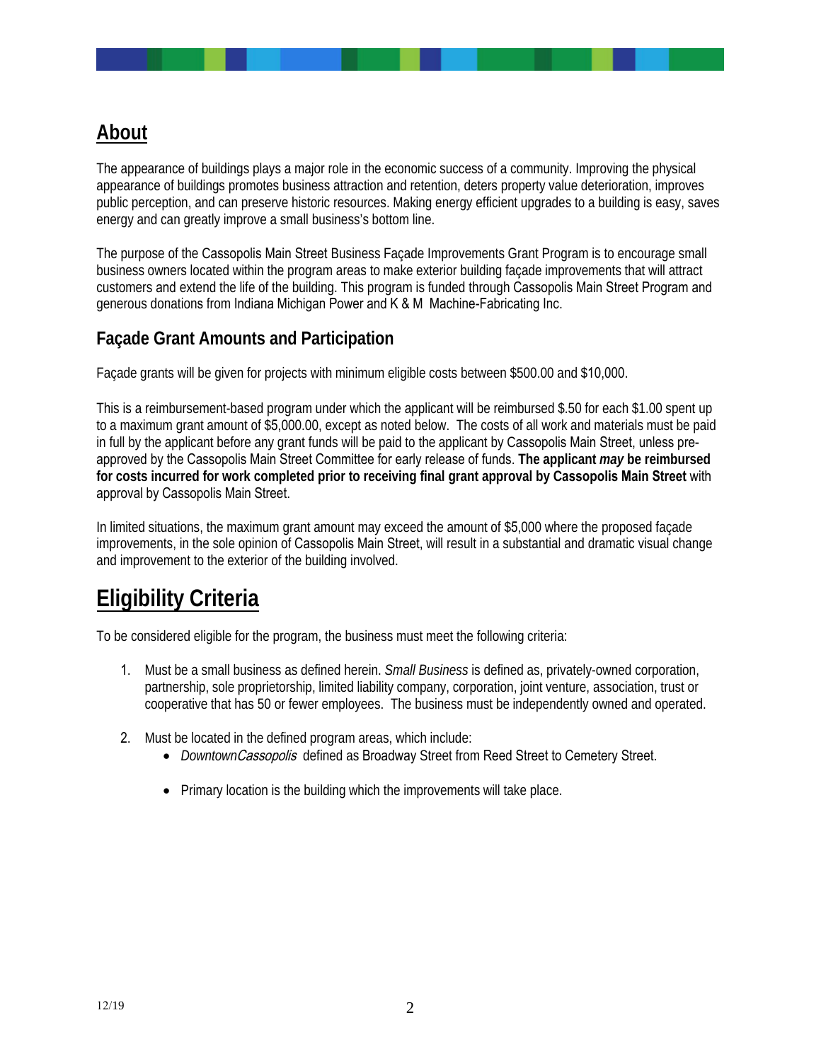## About

The appearance of buildings plays a major role in the economic success of a community. Improving the physical appearance of buildings promotes business attraction and retention, deters property value deterioration, improves public perception, and can preserve historic resources. Making energy efficient upgrades to a building is easy, saves energy and can greatly improve a small business's bottom line.

The purpose of the Cassopolis Main Street Business Façade Improvements Grant Program is to encourage small business owners located within the program areas to make exterior building façade improvements that will attract customers and extend the life of the building. This program is funded through Cassopolis Main Street Program and generous donations from Indiana Michigan Power and K & M Machine-Fabricating Inc.

### Façade Grant Amounts and Participation

Façade grants will be given for projects with minimum eligible costs between $500.00 and $10,000.

This is a reimbursement-based program under which the applicant will be reimbursed $.50 for each $1.00 spent up to a maximum grant amount of $5,000.00, except as noted below. The costs of all work and materials must be paid in full by the applicant before any grant funds will be paid to the applicant by Cassopolis Main Street, unless pre-approved by the Cassopolis Main Street Committee for early release of funds. **The applicant *may* be reimbursed for costs incurred for work completed prior to receiving final grant approval by Cassopolis Main Street** with approval by Cassopolis Main Street.

In limited situations, the maximum grant amount may exceed the amount of $5,000 where the proposed façade improvements, in the sole opinion of Cassopolis Main Street, will result in a substantial and dramatic visual change and improvement to the exterior of the building involved.

## Eligibility Criteria

To be considered eligible for the program, the business must meet the following criteria:

1. Must be a small business as defined herein. *Small Business* is defined as, privately-owned corporation, partnership, sole proprietorship, limited liability company, corporation, joint venture, association, trust or cooperative that has 50 or fewer employees. The business must be independently owned and operated.

2. Must be located in the defined program areas, which include:
   - *DowntownCassopolis* defined as Broadway Street from Reed Street to Cemetery Street.
   - Primary location is the building which the improvements will take place.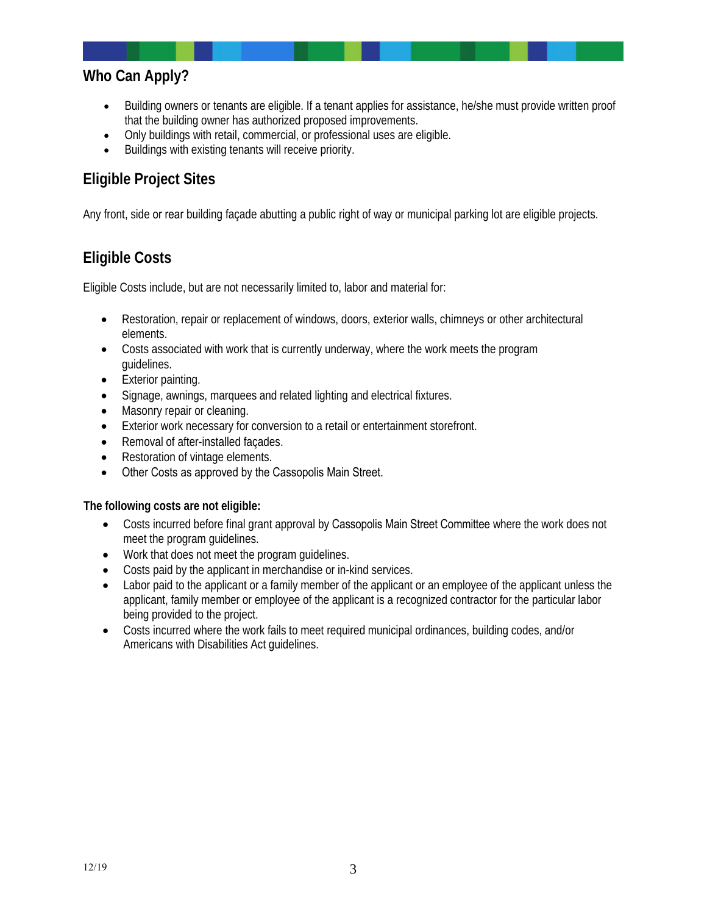## Who Can Apply?

- Building owners or tenants are eligible. If a tenant applies for assistance, he/she must provide written proof that the building owner has authorized proposed improvements.
- Only buildings with retail, commercial, or professional uses are eligible.
- Buildings with existing tenants will receive priority.

## Eligible Project Sites

Any front, side or rear building façade abutting a public right of way or municipal parking lot are eligible projects.

## Eligible Costs

Eligible Costs include, but are not necessarily limited to, labor and material for:

- Restoration, repair or replacement of windows, doors, exterior walls, chimneys or other architectural elements.
- Costs associated with work that is currently underway, where the work meets the program guidelines.
- Exterior painting.
- Signage, awnings, marquees and related lighting and electrical fixtures.
- Masonry repair or cleaning.
- Exterior work necessary for conversion to a retail or entertainment storefront.
- Removal of after-installed façades.
- Restoration of vintage elements.
- Other Costs as approved by the Cassopolis Main Street.

**The following costs are not eligible:**

- Costs incurred before final grant approval by Cassopolis Main Street Committee where the work does not meet the program guidelines.
- Work that does not meet the program guidelines.
- Costs paid by the applicant in merchandise or in-kind services.
- Labor paid to the applicant or a family member of the applicant or an employee of the applicant unless the applicant, family member or employee of the applicant is a recognized contractor for the particular labor being provided to the project.
- Costs incurred where the work fails to meet required municipal ordinances, building codes, and/or Americans with Disabilities Act guidelines.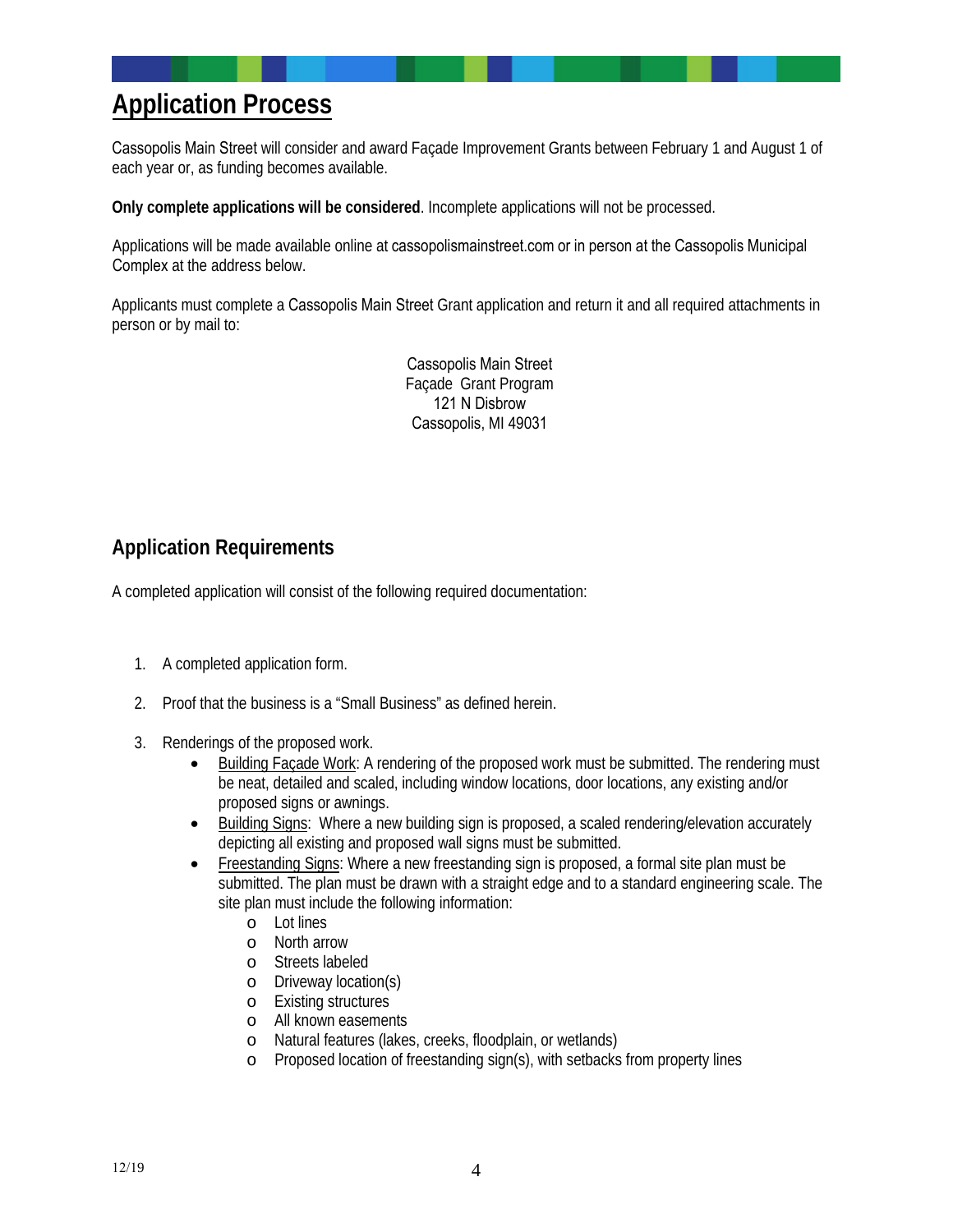# Application Process

Cassopolis Main Street will consider and award Façade Improvement Grants between February 1 and August 1 of each year or, as funding becomes available.

**Only complete applications will be considered**. Incomplete applications will not be processed.

Applications will be made available online at cassopolismainstreet.com or in person at the Cassopolis Municipal Complex at the address below.

Applicants must complete a Cassopolis Main Street Grant application and return it and all required attachments in person or by mail to:

Cassopolis Main Street
Façade Grant Program
121 N Disbrow
Cassopolis, MI 49031

## Application Requirements

A completed application will consist of the following required documentation:

1. A completed application form.

2. Proof that the business is a "Small Business" as defined herein.

3. Renderings of the proposed work.
   - Building Façade Work: A rendering of the proposed work must be submitted. The rendering must be neat, detailed and scaled, including window locations, door locations, any existing and/or proposed signs or awnings.
   - Building Signs: Where a new building sign is proposed, a scaled rendering/elevation accurately depicting all existing and proposed wall signs must be submitted.
   - Freestanding Signs: Where a new freestanding sign is proposed, a formal site plan must be submitted. The plan must be drawn with a straight edge and to a standard engineering scale. The site plan must include the following information:
     - Lot lines
     - North arrow
     - Streets labeled
     - Driveway location(s)
     - Existing structures
     - All known easements
     - Natural features (lakes, creeks, floodplain, or wetlands)
     - Proposed location of freestanding sign(s), with setbacks from property lines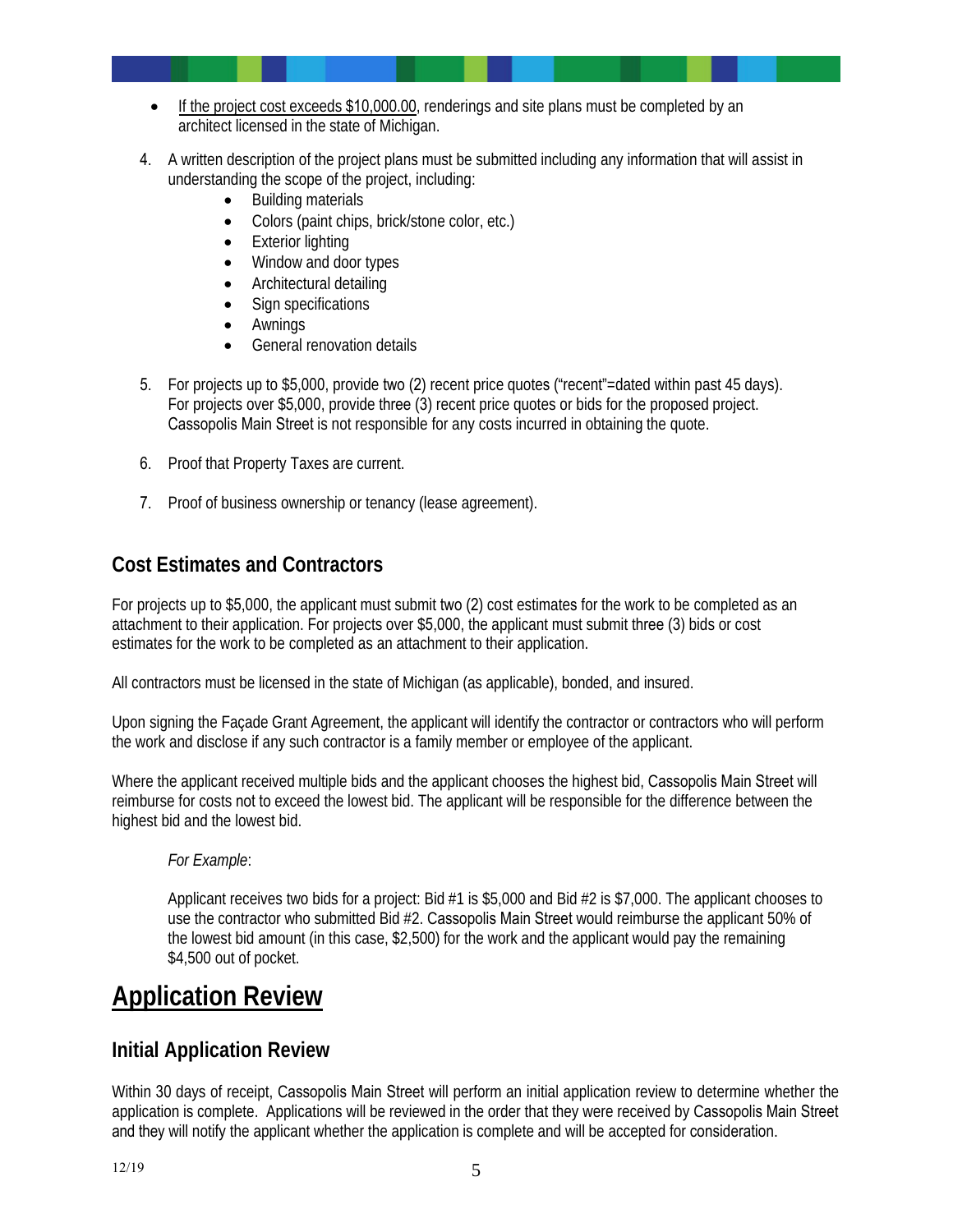- If the project cost exceeds $10,000.00, renderings and site plans must be completed by an architect licensed in the state of Michigan.

4. A written description of the project plans must be submitted including any information that will assist in understanding the scope of the project, including:
    - Building materials
    - Colors (paint chips, brick/stone color, etc.)
    - Exterior lighting
    - Window and door types
    - Architectural detailing
    - Sign specifications
    - Awnings
    - General renovation details

5. For projects up to $5,000, provide two (2) recent price quotes ("recent"=dated within past 45 days). For projects over $5,000, provide three (3) recent price quotes or bids for the proposed project. Cassopolis Main Street is not responsible for any costs incurred in obtaining the quote.

6. Proof that Property Taxes are current.

7. Proof of business ownership or tenancy (lease agreement).

### Cost Estimates and Contractors

For projects up to $5,000, the applicant must submit two (2) cost estimates for the work to be completed as an attachment to their application. For projects over $5,000, the applicant must submit three (3) bids or cost estimates for the work to be completed as an attachment to their application.

All contractors must be licensed in the state of Michigan (as applicable), bonded, and insured.

Upon signing the Façade Grant Agreement, the applicant will identify the contractor or contractors who will perform the work and disclose if any such contractor is a family member or employee of the applicant.

Where the applicant received multiple bids and the applicant chooses the highest bid, Cassopolis Main Street will reimburse for costs not to exceed the lowest bid. The applicant will be responsible for the difference between the highest bid and the lowest bid.

> *For Example*:
>
> Applicant receives two bids for a project: Bid #1 is $5,000 and Bid #2 is $7,000. The applicant chooses to use the contractor who submitted Bid #2. Cassopolis Main Street would reimburse the applicant 50% of the lowest bid amount (in this case, $2,500) for the work and the applicant would pay the remaining $4,500 out of pocket.

## Application Review

### Initial Application Review

Within 30 days of receipt, Cassopolis Main Street will perform an initial application review to determine whether the application is complete. Applications will be reviewed in the order that they were received by Cassopolis Main Street and they will notify the applicant whether the application is complete and will be accepted for consideration.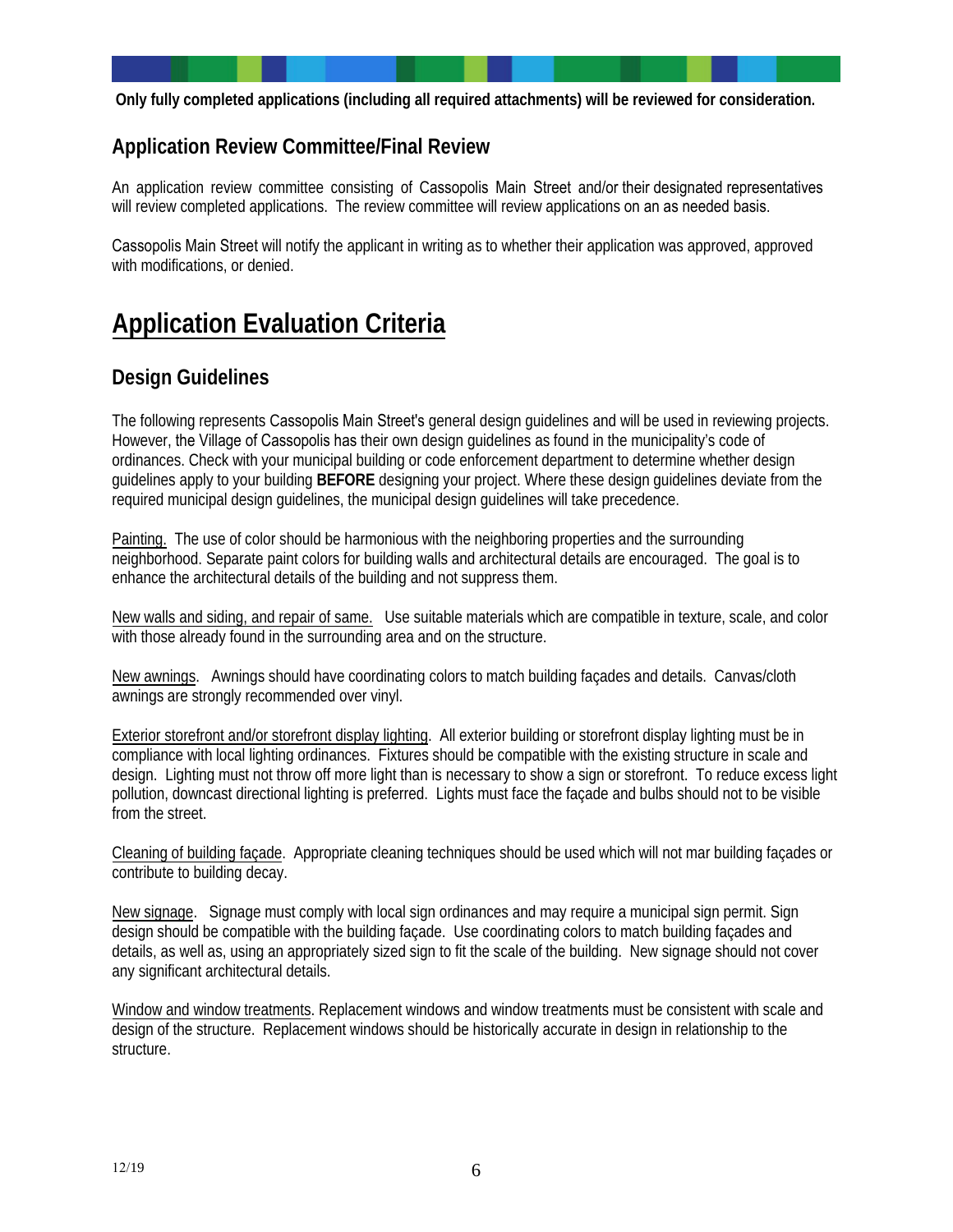**Only fully completed applications (including all required attachments) will be reviewed for consideration.**

## Application Review Committee/Final Review

An application review committee consisting of Cassopolis Main Street and/or their designated representatives will review completed applications. The review committee will review applications on an as needed basis.

Cassopolis Main Street will notify the applicant in writing as to whether their application was approved, approved with modifications, or denied.

# Application Evaluation Criteria

## Design Guidelines

The following represents Cassopolis Main Street's general design guidelines and will be used in reviewing projects. However, the Village of Cassopolis has their own design guidelines as found in the municipality's code of ordinances. Check with your municipal building or code enforcement department to determine whether design guidelines apply to your building **BEFORE** designing your project. Where these design guidelines deviate from the required municipal design guidelines, the municipal design guidelines will take precedence.

Painting. The use of color should be harmonious with the neighboring properties and the surrounding neighborhood. Separate paint colors for building walls and architectural details are encouraged. The goal is to enhance the architectural details of the building and not suppress them.

New walls and siding, and repair of same. Use suitable materials which are compatible in texture, scale, and color with those already found in the surrounding area and on the structure.

New awnings. Awnings should have coordinating colors to match building façades and details. Canvas/cloth awnings are strongly recommended over vinyl.

Exterior storefront and/or storefront display lighting. All exterior building or storefront display lighting must be in compliance with local lighting ordinances. Fixtures should be compatible with the existing structure in scale and design. Lighting must not throw off more light than is necessary to show a sign or storefront. To reduce excess light pollution, downcast directional lighting is preferred. Lights must face the façade and bulbs should not to be visible from the street.

Cleaning of building façade. Appropriate cleaning techniques should be used which will not mar building façades or contribute to building decay.

New signage. Signage must comply with local sign ordinances and may require a municipal sign permit. Sign design should be compatible with the building façade. Use coordinating colors to match building façades and details, as well as, using an appropriately sized sign to fit the scale of the building. New signage should not cover any significant architectural details.

Window and window treatments. Replacement windows and window treatments must be consistent with scale and design of the structure. Replacement windows should be historically accurate in design in relationship to the structure.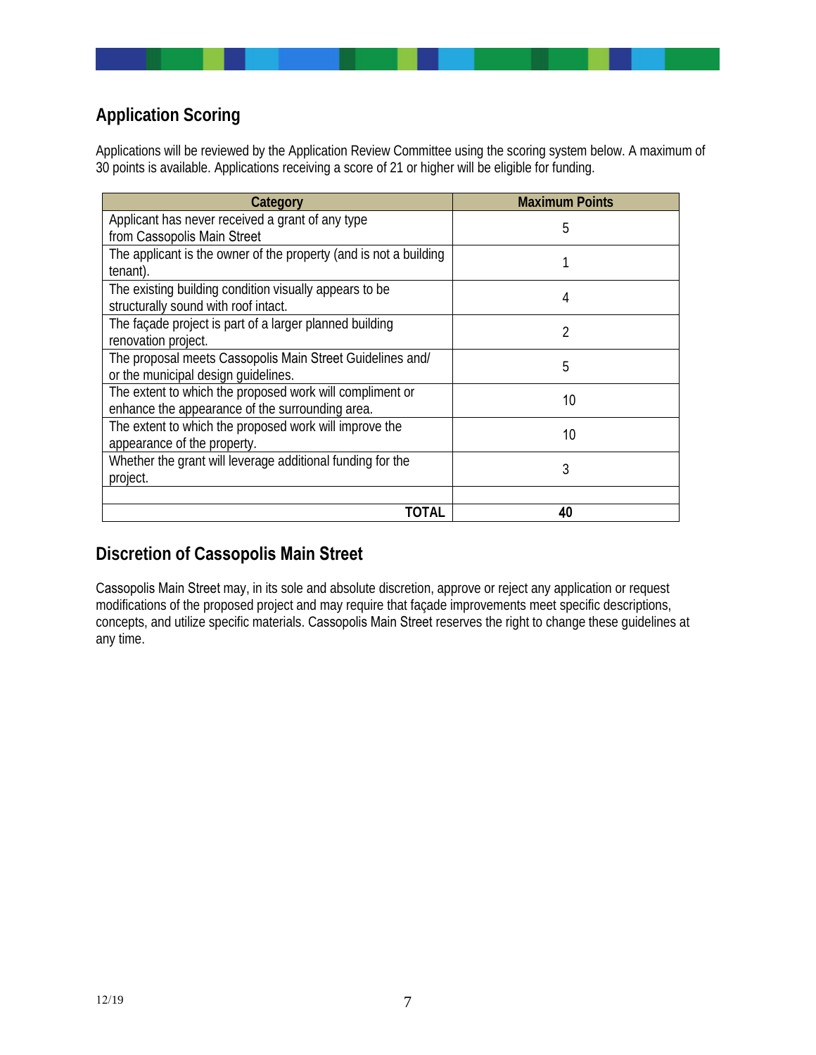## Application Scoring

Applications will be reviewed by the Application Review Committee using the scoring system below. A maximum of 30 points is available. Applications receiving a score of 21 or higher will be eligible for funding.

| Category | Maximum Points |
|---|---|
| Applicant has never received a grant of any type from Cassopolis Main Street | 5 |
| The applicant is the owner of the property (and is not a building tenant). | 1 |
| The existing building condition visually appears to be structurally sound with roof intact. | 4 |
| The façade project is part of a larger planned building renovation project. | 2 |
| The proposal meets Cassopolis Main Street Guidelines and/ or the municipal design guidelines. | 5 |
| The extent to which the proposed work will compliment or enhance the appearance of the surrounding area. | 10 |
| The extent to which the proposed work will improve the appearance of the property. | 10 |
| Whether the grant will leverage additional funding for the project. | 3 |
| | |
| **TOTAL** | **40** |

## Discretion of Cassopolis Main Street

Cassopolis Main Street may, in its sole and absolute discretion, approve or reject any application or request modifications of the proposed project and may require that façade improvements meet specific descriptions, concepts, and utilize specific materials. Cassopolis Main Street reserves the right to change these guidelines at any time.

12/19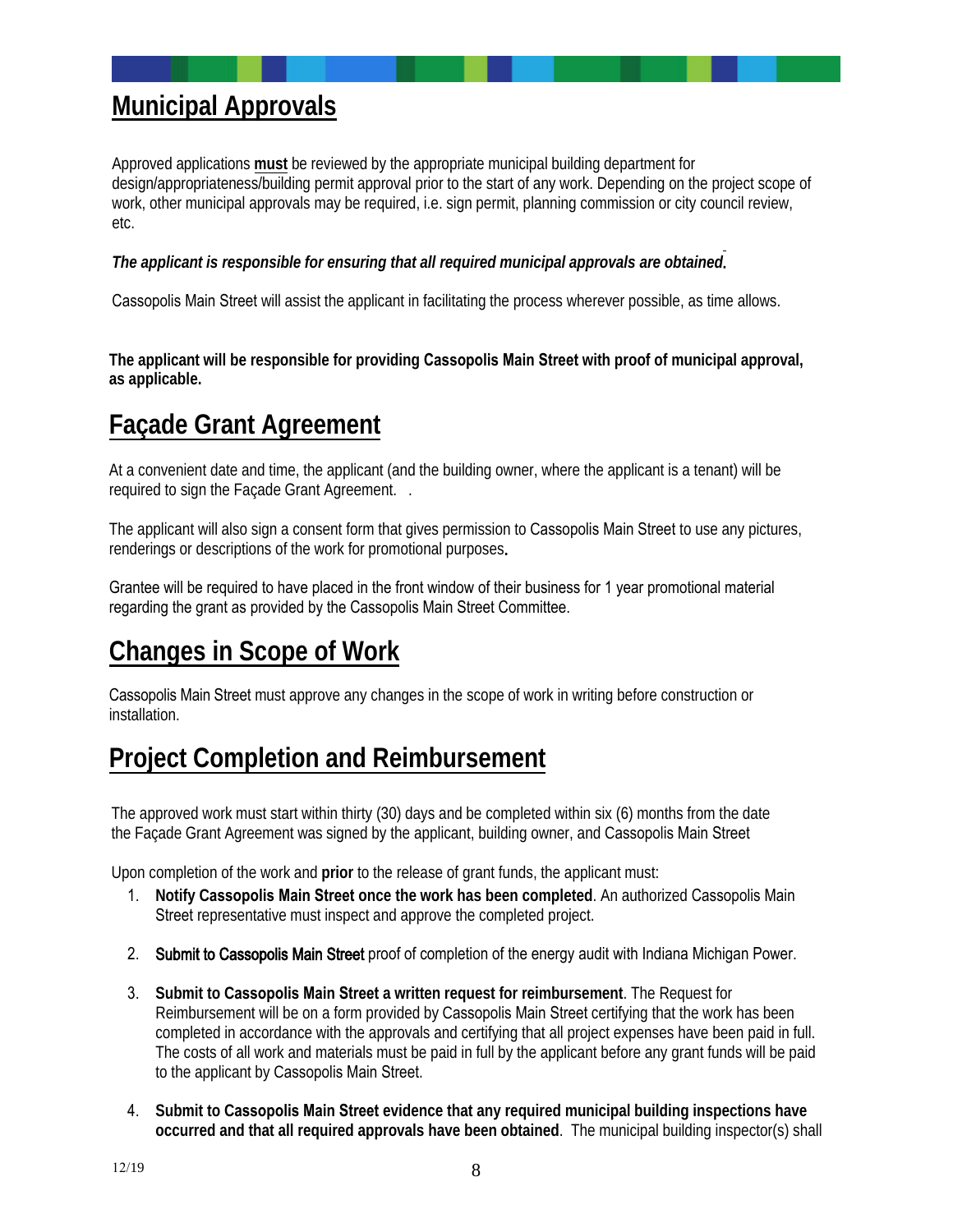## Municipal Approvals

Approved applications **must** be reviewed by the appropriate municipal building department for design/appropriateness/building permit approval prior to the start of any work. Depending on the project scope of work, other municipal approvals may be required, i.e. sign permit, planning commission or city council review, etc.

***The applicant is responsible for ensuring that all required municipal approvals are obtained.***

Cassopolis Main Street will assist the applicant in facilitating the process wherever possible, as time allows.

**The applicant will be responsible for providing Cassopolis Main Street with proof of municipal approval, as applicable.**

## Façade Grant Agreement

At a convenient date and time, the applicant (and the building owner, where the applicant is a tenant) will be required to sign the Façade Grant Agreement. .

The applicant will also sign a consent form that gives permission to Cassopolis Main Street to use any pictures, renderings or descriptions of the work for promotional purposes.

Grantee will be required to have placed in the front window of their business for 1 year promotional material regarding the grant as provided by the Cassopolis Main Street Committee.

## Changes in Scope of Work

Cassopolis Main Street must approve any changes in the scope of work in writing before construction or installation.

## Project Completion and Reimbursement

The approved work must start within thirty (30) days and be completed within six (6) months from the date the Façade Grant Agreement was signed by the applicant, building owner, and Cassopolis Main Street

Upon completion of the work and **prior** to the release of grant funds, the applicant must:

1. **Notify Cassopolis Main Street once the work has been completed**. An authorized Cassopolis Main Street representative must inspect and approve the completed project.
2. **Submit to Cassopolis Main Street** proof of completion of the energy audit with Indiana Michigan Power.
3. **Submit to Cassopolis Main Street a written request for reimbursement**. The Request for Reimbursement will be on a form provided by Cassopolis Main Street certifying that the work has been completed in accordance with the approvals and certifying that all project expenses have been paid in full. The costs of all work and materials must be paid in full by the applicant before any grant funds will be paid to the applicant by Cassopolis Main Street.
4. **Submit to Cassopolis Main Street evidence that any required municipal building inspections have occurred and that all required approvals have been obtained**. The municipal building inspector(s) shall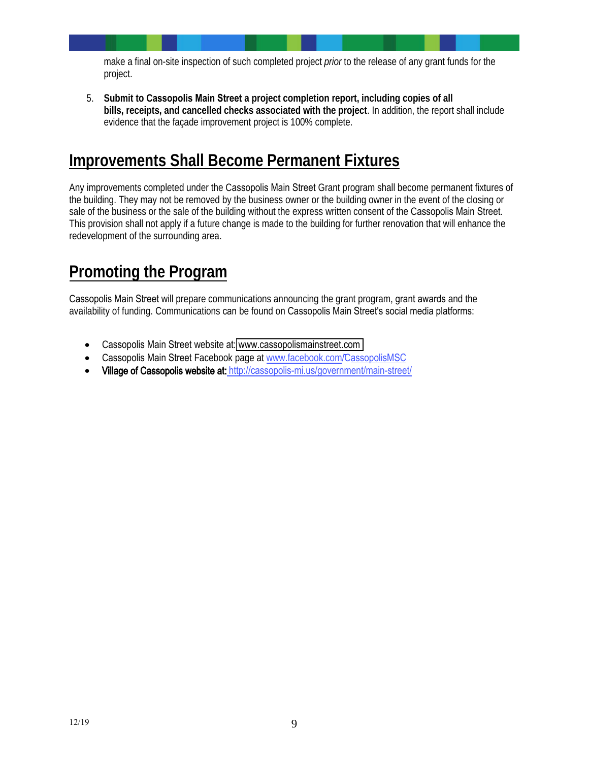make a final on-site inspection of such completed project *prior* to the release of any grant funds for the project.

5. **Submit to Cassopolis Main Street a project completion report, including copies of all bills, receipts, and cancelled checks associated with the project**. In addition, the report shall include evidence that the façade improvement project is 100% complete.

## Improvements Shall Become Permanent Fixtures

Any improvements completed under the Cassopolis Main Street Grant program shall become permanent fixtures of the building. They may not be removed by the business owner or the building owner in the event of the closing or sale of the business or the sale of the building without the express written consent of the Cassopolis Main Street. This provision shall not apply if a future change is made to the building for further renovation that will enhance the redevelopment of the surrounding area.

## Promoting the Program

Cassopolis Main Street will prepare communications announcing the grant program, grant awards and the availability of funding. Communications can be found on Cassopolis Main Street's social media platforms:

- Cassopolis Main Street website at: www.cassopolismainstreet.com
- Cassopolis Main Street Facebook page at www.facebook.com/CassopolisMSC
- **Village of Cassopolis website at:** http://cassopolis-mi.us/government/main-street/